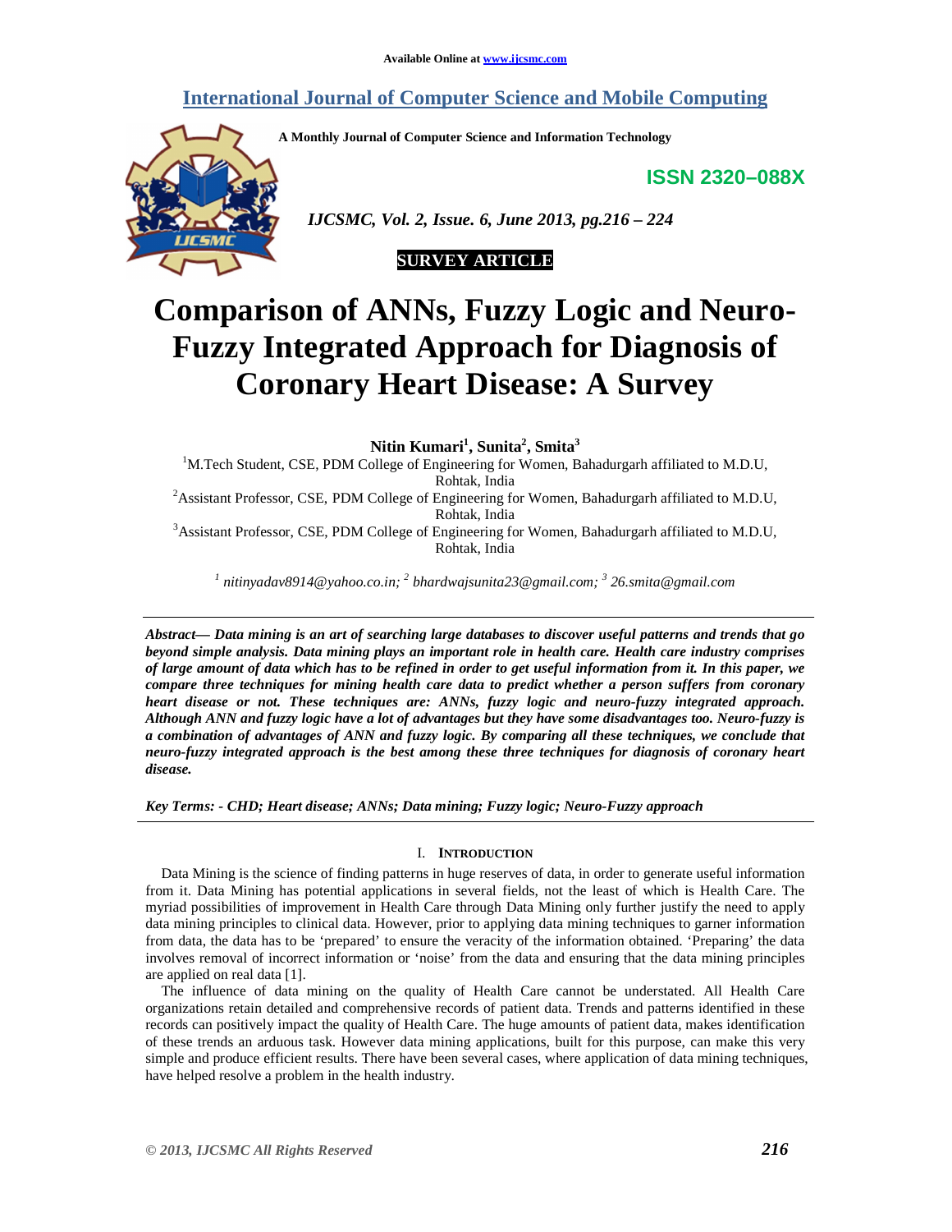# Comparison of ANNs, Fuzzy Logic and Neuro-Fuzzy Integrated Approach for Diagnosis of Coronary Heart Disease: A Survey

**SURVEY ARTICLE**

**Nitin Kumari[1], Sunita[2], Smita[3]**

[1]M.Tech Student, CSE, PDM College of Engineering for Women, Bahadurgarh affiliated to M.D.U, Rohtak, India

[2]Assistant Professor, CSE, PDM College of Engineering for Women, Bahadurgarh affiliated to M.D.U, Rohtak, India

[3]Assistant Professor, CSE, PDM College of Engineering for Women, Bahadurgarh affiliated to M.D.U, Rohtak, India

*[1] nitinyadav8914@yahoo.co.in; [2] bhardwajsunita23@gmail.com; [3] 26.smita@gmail.com*

---

***Abstract— Data mining is an art of searching large databases to discover useful patterns and trends that go beyond simple analysis. Data mining plays an important role in health care. Health care industry comprises of large amount of data which has to be refined in order to get useful information from it. In this paper, we compare three techniques for mining health care data to predict whether a person suffers from coronary heart disease or not. These techniques are: ANNs, fuzzy logic and neuro-fuzzy integrated approach. Although ANN and fuzzy logic have a lot of advantages but they have some disadvantages too. Neuro-fuzzy is a combination of advantages of ANN and fuzzy logic. By comparing all these techniques, we conclude that neuro-fuzzy integrated approach is the best among these three techniques for diagnosis of coronary heart disease.***

***Key Terms: - CHD; Heart disease; ANNs; Data mining; Fuzzy logic; Neuro-Fuzzy approach***

---

## I. Introduction

Data Mining is the science of finding patterns in huge reserves of data, in order to generate useful information from it. Data Mining has potential applications in several fields, not the least of which is Health Care. The myriad possibilities of improvement in Health Care through Data Mining only further justify the need to apply data mining principles to clinical data. However, prior to applying data mining techniques to garner information from data, the data has to be 'prepared' to ensure the veracity of the information obtained. 'Preparing' the data involves removal of incorrect information or 'noise' from the data and ensuring that the data mining principles are applied on real data [1].

The influence of data mining on the quality of Health Care cannot be understated. All Health Care organizations retain detailed and comprehensive records of patient data. Trends and patterns identified in these records can positively impact the quality of Health Care. The huge amounts of patient data, makes identification of these trends an arduous task. However data mining applications, built for this purpose, can make this very simple and produce efficient results. There have been several cases, where application of data mining techniques, have helped resolve a problem in the health industry.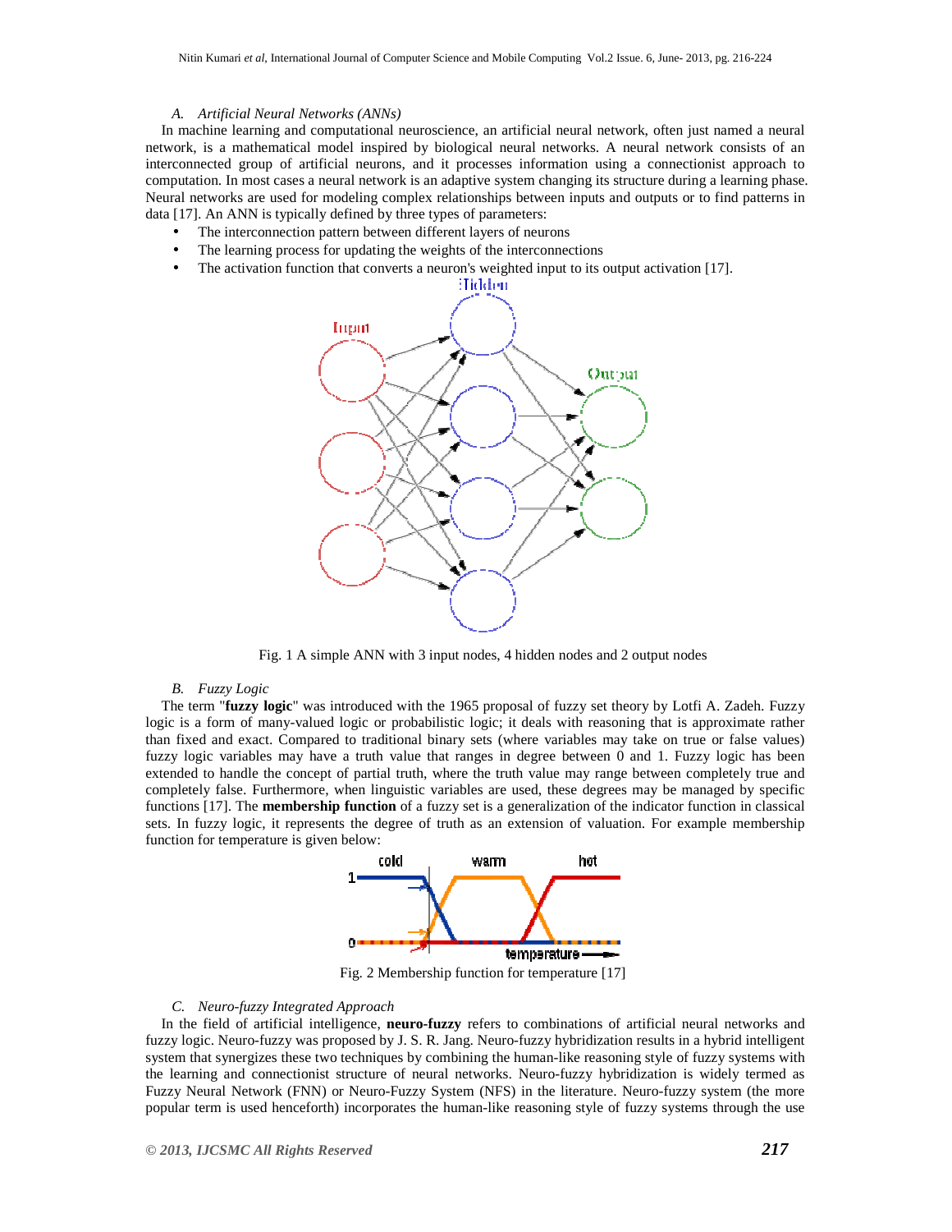### A. Artificial Neural Networks (ANNs)

In machine learning and computational neuroscience, an artificial neural network, often just named a neural network, is a mathematical model inspired by biological neural networks. A neural network consists of an interconnected group of artificial neurons, and it processes information using a connectionist approach to computation. In most cases a neural network is an adaptive system changing its structure during a learning phase. Neural networks are used for modeling complex relationships between inputs and outputs or to find patterns in data [17]. An ANN is typically defined by three types of parameters:

- The interconnection pattern between different layers of neurons
- The learning process for updating the weights of the interconnections
- The activation function that converts a neuron's weighted input to its output activation [17].

Fig. 1 A simple ANN with 3 input nodes, 4 hidden nodes and 2 output nodes

### B. Fuzzy Logic

The term "**fuzzy logic**" was introduced with the 1965 proposal of fuzzy set theory by Lotfi A. Zadeh. Fuzzy logic is a form of many-valued logic or probabilistic logic; it deals with reasoning that is approximate rather than fixed and exact. Compared to traditional binary sets (where variables may take on true or false values) fuzzy logic variables may have a truth value that ranges in degree between 0 and 1. Fuzzy logic has been extended to handle the concept of partial truth, where the truth value may range between completely true and completely false. Furthermore, when linguistic variables are used, these degrees may be managed by specific functions [17]. The **membership function** of a fuzzy set is a generalization of the indicator function in classical sets. In fuzzy logic, it represents the degree of truth as an extension of valuation. For example membership function for temperature is given below:

Fig. 2 Membership function for temperature [17]

### C. Neuro-fuzzy Integrated Approach

In the field of artificial intelligence, **neuro-fuzzy** refers to combinations of artificial neural networks and fuzzy logic. Neuro-fuzzy was proposed by J. S. R. Jang. Neuro-fuzzy hybridization results in a hybrid intelligent system that synergizes these two techniques by combining the human-like reasoning style of fuzzy systems with the learning and connectionist structure of neural networks. Neuro-fuzzy hybridization is widely termed as Fuzzy Neural Network (FNN) or Neuro-Fuzzy System (NFS) in the literature. Neuro-fuzzy system (the more popular term is used henceforth) incorporates the human-like reasoning style of fuzzy systems through the use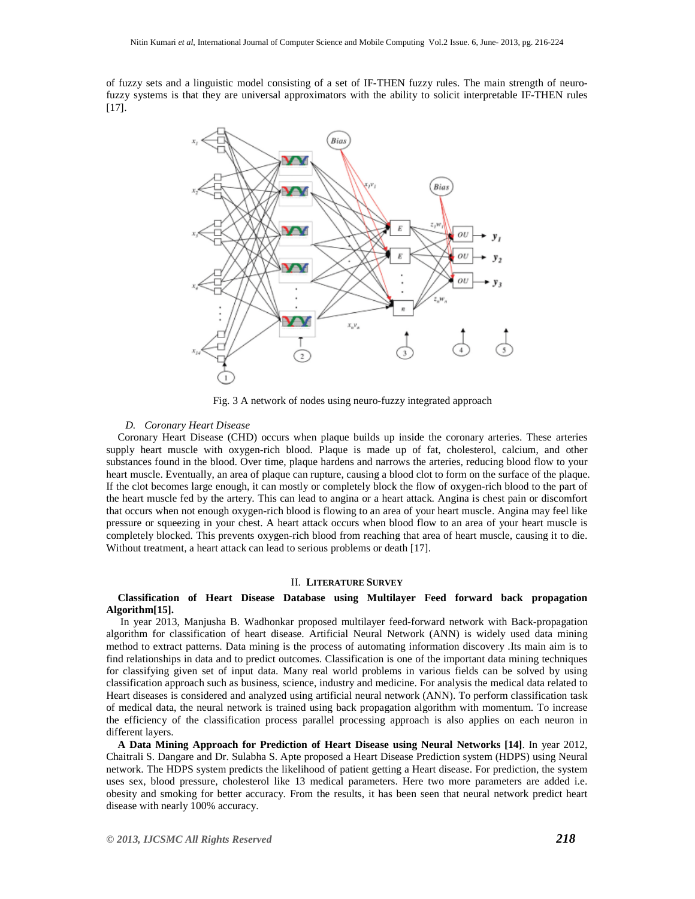of fuzzy sets and a linguistic model consisting of a set of IF-THEN fuzzy rules. The main strength of neuro-fuzzy systems is that they are universal approximators with the ability to solicit interpretable IF-THEN rules [17].

Fig. 3 A network of nodes using neuro-fuzzy integrated approach

### *D. Coronary Heart Disease*

Coronary Heart Disease (CHD) occurs when plaque builds up inside the coronary arteries. These arteries supply heart muscle with oxygen-rich blood. Plaque is made up of fat, cholesterol, calcium, and other substances found in the blood. Over time, plaque hardens and narrows the arteries, reducing blood flow to your heart muscle. Eventually, an area of plaque can rupture, causing a blood clot to form on the surface of the plaque. If the clot becomes large enough, it can mostly or completely block the flow of oxygen-rich blood to the part of the heart muscle fed by the artery. This can lead to angina or a heart attack. Angina is chest pain or discomfort that occurs when not enough oxygen-rich blood is flowing to an area of your heart muscle. Angina may feel like pressure or squeezing in your chest. A heart attack occurs when blood flow to an area of your heart muscle is completely blocked. This prevents oxygen-rich blood from reaching that area of heart muscle, causing it to die. Without treatment, a heart attack can lead to serious problems or death [17].

## II. LITERATURE SURVEY

**Classification of Heart Disease Database using Multilayer Feed forward back propagation Algorithm[15].**

In year 2013, Manjusha B. Wadhonkar proposed multilayer feed-forward network with Back-propagation algorithm for classification of heart disease. Artificial Neural Network (ANN) is widely used data mining method to extract patterns. Data mining is the process of automating information discovery .Its main aim is to find relationships in data and to predict outcomes. Classification is one of the important data mining techniques for classifying given set of input data. Many real world problems in various fields can be solved by using classification approach such as business, science, industry and medicine. For analysis the medical data related to Heart diseases is considered and analyzed using artificial neural network (ANN). To perform classification task of medical data, the neural network is trained using back propagation algorithm with momentum. To increase the efficiency of the classification process parallel processing approach is also applies on each neuron in different layers.

**A Data Mining Approach for Prediction of Heart Disease using Neural Networks [14]**. In year 2012, Chaitrali S. Dangare and Dr. Sulabha S. Apte proposed a Heart Disease Prediction system (HDPS) using Neural network. The HDPS system predicts the likelihood of patient getting a Heart disease. For prediction, the system uses sex, blood pressure, cholesterol like 13 medical parameters. Here two more parameters are added i.e. obesity and smoking for better accuracy. From the results, it has been seen that neural network predict heart disease with nearly 100% accuracy.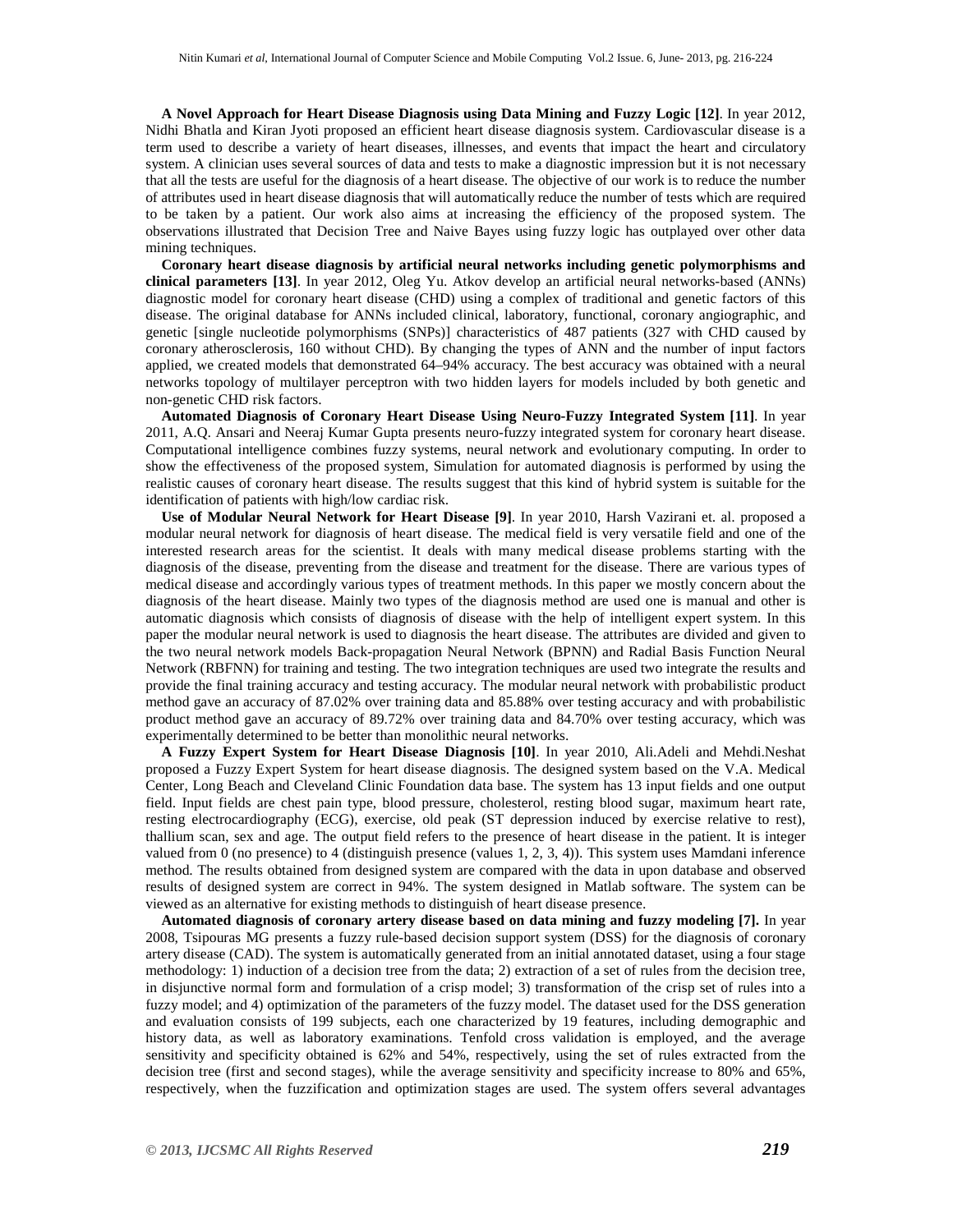**A Novel Approach for Heart Disease Diagnosis using Data Mining and Fuzzy Logic [12]**. In year 2012, Nidhi Bhatla and Kiran Jyoti proposed an efficient heart disease diagnosis system. Cardiovascular disease is a term used to describe a variety of heart diseases, illnesses, and events that impact the heart and circulatory system. A clinician uses several sources of data and tests to make a diagnostic impression but it is not necessary that all the tests are useful for the diagnosis of a heart disease. The objective of our work is to reduce the number of attributes used in heart disease diagnosis that will automatically reduce the number of tests which are required to be taken by a patient. Our work also aims at increasing the efficiency of the proposed system. The observations illustrated that Decision Tree and Naive Bayes using fuzzy logic has outplayed over other data mining techniques.

**Coronary heart disease diagnosis by artificial neural networks including genetic polymorphisms and clinical parameters [13]**. In year 2012, Oleg Yu. Atkov develop an artificial neural networks-based (ANNs) diagnostic model for coronary heart disease (CHD) using a complex of traditional and genetic factors of this disease. The original database for ANNs included clinical, laboratory, functional, coronary angiographic, and genetic [single nucleotide polymorphisms (SNPs)] characteristics of 487 patients (327 with CHD caused by coronary atherosclerosis, 160 without CHD). By changing the types of ANN and the number of input factors applied, we created models that demonstrated 64–94% accuracy. The best accuracy was obtained with a neural networks topology of multilayer perceptron with two hidden layers for models included by both genetic and non-genetic CHD risk factors.

**Automated Diagnosis of Coronary Heart Disease Using Neuro-Fuzzy Integrated System [11]**. In year 2011, A.Q. Ansari and Neeraj Kumar Gupta presents neuro-fuzzy integrated system for coronary heart disease. Computational intelligence combines fuzzy systems, neural network and evolutionary computing. In order to show the effectiveness of the proposed system, Simulation for automated diagnosis is performed by using the realistic causes of coronary heart disease. The results suggest that this kind of hybrid system is suitable for the identification of patients with high/low cardiac risk.

**Use of Modular Neural Network for Heart Disease [9]**. In year 2010, Harsh Vazirani et. al. proposed a modular neural network for diagnosis of heart disease. The medical field is very versatile field and one of the interested research areas for the scientist. It deals with many medical disease problems starting with the diagnosis of the disease, preventing from the disease and treatment for the disease. There are various types of medical disease and accordingly various types of treatment methods. In this paper we mostly concern about the diagnosis of the heart disease. Mainly two types of the diagnosis method are used one is manual and other is automatic diagnosis which consists of diagnosis of disease with the help of intelligent expert system. In this paper the modular neural network is used to diagnosis the heart disease. The attributes are divided and given to the two neural network models Back-propagation Neural Network (BPNN) and Radial Basis Function Neural Network (RBFNN) for training and testing. The two integration techniques are used two integrate the results and provide the final training accuracy and testing accuracy. The modular neural network with probabilistic product method gave an accuracy of 87.02% over training data and 85.88% over testing accuracy and with probabilistic product method gave an accuracy of 89.72% over training data and 84.70% over testing accuracy, which was experimentally determined to be better than monolithic neural networks.

**A Fuzzy Expert System for Heart Disease Diagnosis [10]**. In year 2010, Ali.Adeli and Mehdi.Neshat proposed a Fuzzy Expert System for heart disease diagnosis. The designed system based on the V.A. Medical Center, Long Beach and Cleveland Clinic Foundation data base. The system has 13 input fields and one output field. Input fields are chest pain type, blood pressure, cholesterol, resting blood sugar, maximum heart rate, resting electrocardiography (ECG), exercise, old peak (ST depression induced by exercise relative to rest), thallium scan, sex and age. The output field refers to the presence of heart disease in the patient. It is integer valued from 0 (no presence) to 4 (distinguish presence (values 1, 2, 3, 4)). This system uses Mamdani inference method. The results obtained from designed system are compared with the data in upon database and observed results of designed system are correct in 94%. The system designed in Matlab software. The system can be viewed as an alternative for existing methods to distinguish of heart disease presence.

**Automated diagnosis of coronary artery disease based on data mining and fuzzy modeling [7].** In year 2008, Tsipouras MG presents a fuzzy rule-based decision support system (DSS) for the diagnosis of coronary artery disease (CAD). The system is automatically generated from an initial annotated dataset, using a four stage methodology: 1) induction of a decision tree from the data; 2) extraction of a set of rules from the decision tree, in disjunctive normal form and formulation of a crisp model; 3) transformation of the crisp set of rules into a fuzzy model; and 4) optimization of the parameters of the fuzzy model. The dataset used for the DSS generation and evaluation consists of 199 subjects, each one characterized by 19 features, including demographic and history data, as well as laboratory examinations. Tenfold cross validation is employed, and the average sensitivity and specificity obtained is 62% and 54%, respectively, using the set of rules extracted from the decision tree (first and second stages), while the average sensitivity and specificity increase to 80% and 65%, respectively, when the fuzzification and optimization stages are used. The system offers several advantages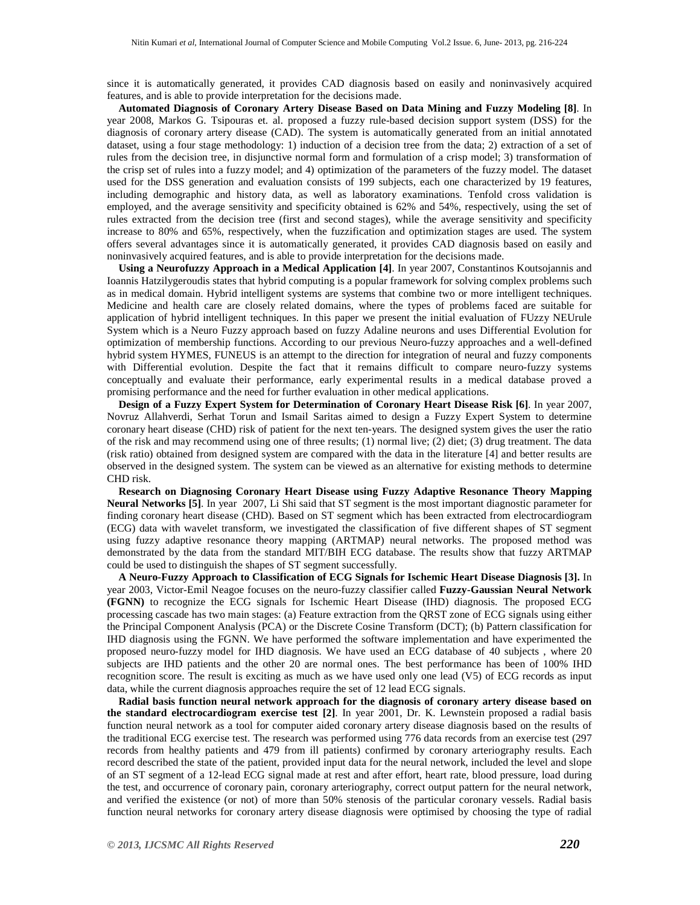since it is automatically generated, it provides CAD diagnosis based on easily and noninvasively acquired features, and is able to provide interpretation for the decisions made.

**Automated Diagnosis of Coronary Artery Disease Based on Data Mining and Fuzzy Modeling [8]**. In year 2008, Markos G. Tsipouras et. al. proposed a fuzzy rule-based decision support system (DSS) for the diagnosis of coronary artery disease (CAD). The system is automatically generated from an initial annotated dataset, using a four stage methodology: 1) induction of a decision tree from the data; 2) extraction of a set of rules from the decision tree, in disjunctive normal form and formulation of a crisp model; 3) transformation of the crisp set of rules into a fuzzy model; and 4) optimization of the parameters of the fuzzy model. The dataset used for the DSS generation and evaluation consists of 199 subjects, each one characterized by 19 features, including demographic and history data, as well as laboratory examinations. Tenfold cross validation is employed, and the average sensitivity and specificity obtained is 62% and 54%, respectively, using the set of rules extracted from the decision tree (first and second stages), while the average sensitivity and specificity increase to 80% and 65%, respectively, when the fuzzification and optimization stages are used. The system offers several advantages since it is automatically generated, it provides CAD diagnosis based on easily and noninvasively acquired features, and is able to provide interpretation for the decisions made.

**Using a Neurofuzzy Approach in a Medical Application [4]**. In year 2007, Constantinos Koutsojannis and Ioannis Hatzilygeroudis states that hybrid computing is a popular framework for solving complex problems such as in medical domain. Hybrid intelligent systems are systems that combine two or more intelligent techniques. Medicine and health care are closely related domains, where the types of problems faced are suitable for application of hybrid intelligent techniques. In this paper we present the initial evaluation of FUzzy NEUrule System which is a Neuro Fuzzy approach based on fuzzy Adaline neurons and uses Differential Evolution for optimization of membership functions. According to our previous Neuro-fuzzy approaches and a well-defined hybrid system HYMES, FUNEUS is an attempt to the direction for integration of neural and fuzzy components with Differential evolution. Despite the fact that it remains difficult to compare neuro-fuzzy systems conceptually and evaluate their performance, early experimental results in a medical database proved a promising performance and the need for further evaluation in other medical applications.

**Design of a Fuzzy Expert System for Determination of Coronary Heart Disease Risk [6]**. In year 2007, Novruz Allahverdi, Serhat Torun and Ismail Saritas aimed to design a Fuzzy Expert System to determine coronary heart disease (CHD) risk of patient for the next ten-years. The designed system gives the user the ratio of the risk and may recommend using one of three results; (1) normal live; (2) diet; (3) drug treatment. The data (risk ratio) obtained from designed system are compared with the data in the literature [4] and better results are observed in the designed system. The system can be viewed as an alternative for existing methods to determine CHD risk.

**Research on Diagnosing Coronary Heart Disease using Fuzzy Adaptive Resonance Theory Mapping Neural Networks [5]**. In year 2007, Li Shi said that ST segment is the most important diagnostic parameter for finding coronary heart disease (CHD). Based on ST segment which has been extracted from electrocardiogram (ECG) data with wavelet transform, we investigated the classification of five different shapes of ST segment using fuzzy adaptive resonance theory mapping (ARTMAP) neural networks. The proposed method was demonstrated by the data from the standard MIT/BIH ECG database. The results show that fuzzy ARTMAP could be used to distinguish the shapes of ST segment successfully.

**A Neuro-Fuzzy Approach to Classification of ECG Signals for Ischemic Heart Disease Diagnosis [3].** In year 2003, Victor-Emil Neagoe focuses on the neuro-fuzzy classifier called **Fuzzy-Gaussian Neural Network (FGNN)** to recognize the ECG signals for Ischemic Heart Disease (IHD) diagnosis. The proposed ECG processing cascade has two main stages: (a) Feature extraction from the QRST zone of ECG signals using either the Principal Component Analysis (PCA) or the Discrete Cosine Transform (DCT); (b) Pattern classification for IHD diagnosis using the FGNN. We have performed the software implementation and have experimented the proposed neuro-fuzzy model for IHD diagnosis. We have used an ECG database of 40 subjects , where 20 subjects are IHD patients and the other 20 are normal ones. The best performance has been of 100% IHD recognition score. The result is exciting as much as we have used only one lead (V5) of ECG records as input data, while the current diagnosis approaches require the set of 12 lead ECG signals.

**Radial basis function neural network approach for the diagnosis of coronary artery disease based on the standard electrocardiogram exercise test [2]**. In year 2001, Dr. K. Lewnstein proposed a radial basis function neural network as a tool for computer aided coronary artery disease diagnosis based on the results of the traditional ECG exercise test. The research was performed using 776 data records from an exercise test (297 records from healthy patients and 479 from ill patients) confirmed by coronary arteriography results. Each record described the state of the patient, provided input data for the neural network, included the level and slope of an ST segment of a 12-lead ECG signal made at rest and after effort, heart rate, blood pressure, load during the test, and occurrence of coronary pain, coronary arteriography, correct output pattern for the neural network, and verified the existence (or not) of more than 50% stenosis of the particular coronary vessels. Radial basis function neural networks for coronary artery disease diagnosis were optimised by choosing the type of radial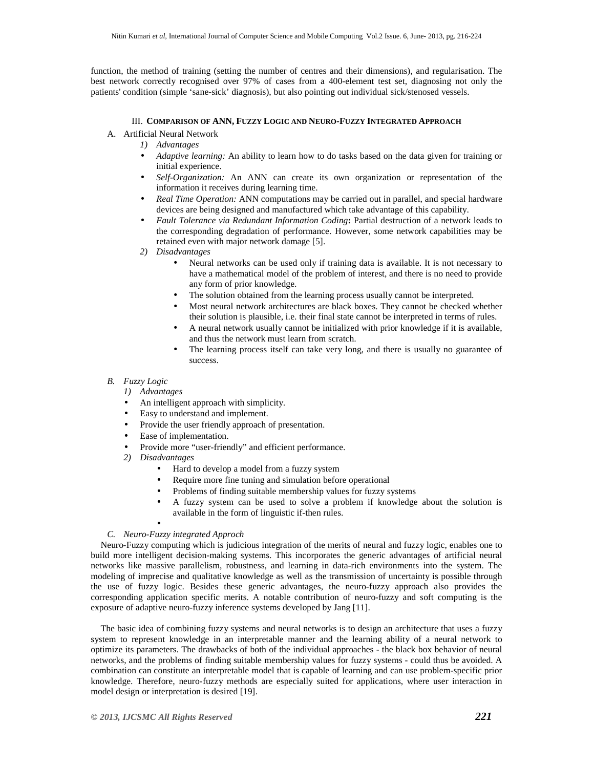function, the method of training (setting the number of centres and their dimensions), and regularisation. The best network correctly recognised over 97% of cases from a 400-element test set, diagnosing not only the patients' condition (simple 'sane-sick' diagnosis), but also pointing out individual sick/stenosed vessels.

## III. Comparison of ANN, Fuzzy Logic and Neuro-Fuzzy Integrated Approach

### A. Artificial Neural Network

*1) Advantages*

- *Adaptive learning:* An ability to learn how to do tasks based on the data given for training or initial experience.
- *Self-Organization:* An ANN can create its own organization or representation of the information it receives during learning time.
- *Real Time Operation:* ANN computations may be carried out in parallel, and special hardware devices are being designed and manufactured which take advantage of this capability.
- *Fault Tolerance via Redundant Information Coding***:** Partial destruction of a network leads to the corresponding degradation of performance. However, some network capabilities may be retained even with major network damage [5].

*2) Disadvantages*

- Neural networks can be used only if training data is available. It is not necessary to have a mathematical model of the problem of interest, and there is no need to provide any form of prior knowledge.
- The solution obtained from the learning process usually cannot be interpreted.
- Most neural network architectures are black boxes. They cannot be checked whether their solution is plausible, i.e. their final state cannot be interpreted in terms of rules.
- A neural network usually cannot be initialized with prior knowledge if it is available, and thus the network must learn from scratch.
- The learning process itself can take very long, and there is usually no guarantee of success.

### *B. Fuzzy Logic*

*1) Advantages*

- An intelligent approach with simplicity.
- Easy to understand and implement.
- Provide the user friendly approach of presentation.
- Ease of implementation.
- Provide more "user-friendly" and efficient performance.

*2) Disadvantages*

- Hard to develop a model from a fuzzy system
- Require more fine tuning and simulation before operational
- Problems of finding suitable membership values for fuzzy systems
- A fuzzy system can be used to solve a problem if knowledge about the solution is available in the form of linguistic if-then rules.

### *C. Neuro-Fuzzy integrated Approch*

Neuro-Fuzzy computing which is judicious integration of the merits of neural and fuzzy logic, enables one to build more intelligent decision-making systems. This incorporates the generic advantages of artificial neural networks like massive parallelism, robustness, and learning in data-rich environments into the system. The modeling of imprecise and qualitative knowledge as well as the transmission of uncertainty is possible through the use of fuzzy logic. Besides these generic advantages, the neuro-fuzzy approach also provides the corresponding application specific merits. A notable contribution of neuro-fuzzy and soft computing is the exposure of adaptive neuro-fuzzy inference systems developed by Jang [11].

The basic idea of combining fuzzy systems and neural networks is to design an architecture that uses a fuzzy system to represent knowledge in an interpretable manner and the learning ability of a neural network to optimize its parameters. The drawbacks of both of the individual approaches - the black box behavior of neural networks, and the problems of finding suitable membership values for fuzzy systems - could thus be avoided. A combination can constitute an interpretable model that is capable of learning and can use problem-specific prior knowledge. Therefore, neuro-fuzzy methods are especially suited for applications, where user interaction in model design or interpretation is desired [19].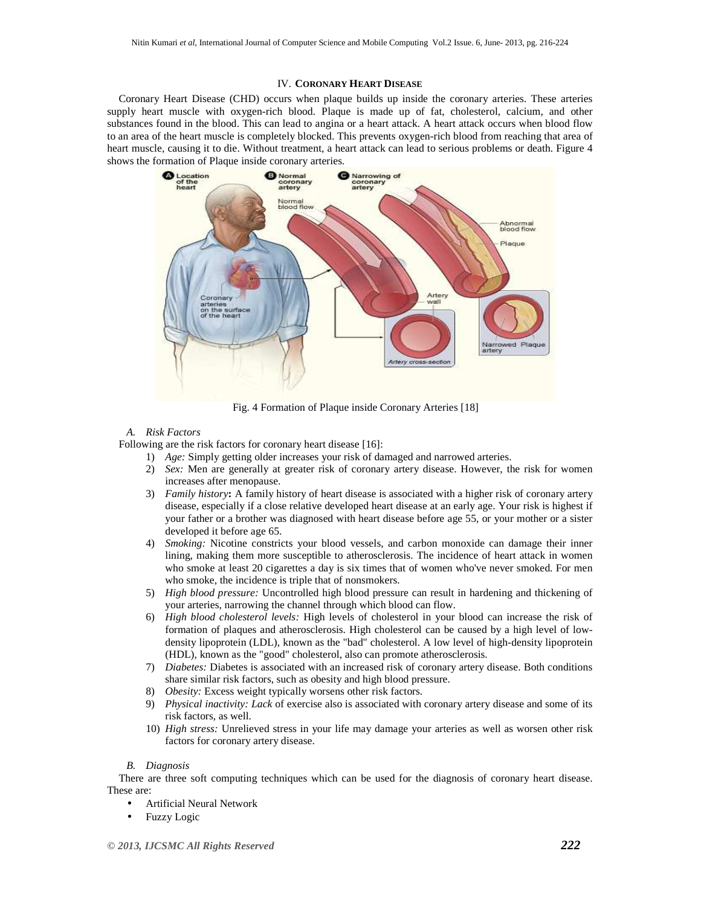### IV. CORONARY HEART DISEASE

Coronary Heart Disease (CHD) occurs when plaque builds up inside the coronary arteries. These arteries supply heart muscle with oxygen-rich blood. Plaque is made up of fat, cholesterol, calcium, and other substances found in the blood. This can lead to angina or a heart attack. A heart attack occurs when blood flow to an area of the heart muscle is completely blocked. This prevents oxygen-rich blood from reaching that area of heart muscle, causing it to die. Without treatment, a heart attack can lead to serious problems or death. Figure 4 shows the formation of Plaque inside coronary arteries.

Fig. 4 Formation of Plaque inside Coronary Arteries [18]

#### A. *Risk Factors*

Following are the risk factors for coronary heart disease [16]:

1) *Age:* Simply getting older increases your risk of damaged and narrowed arteries.
2) *Sex:* Men are generally at greater risk of coronary artery disease. However, the risk for women increases after menopause.
3) *Family history***:** A family history of heart disease is associated with a higher risk of coronary artery disease, especially if a close relative developed heart disease at an early age. Your risk is highest if your father or a brother was diagnosed with heart disease before age 55, or your mother or a sister developed it before age 65.
4) *Smoking:* Nicotine constricts your blood vessels, and carbon monoxide can damage their inner lining, making them more susceptible to atherosclerosis. The incidence of heart attack in women who smoke at least 20 cigarettes a day is six times that of women who've never smoked. For men who smoke, the incidence is triple that of nonsmokers.
5) *High blood pressure:* Uncontrolled high blood pressure can result in hardening and thickening of your arteries, narrowing the channel through which blood can flow.
6) *High blood cholesterol levels:* High levels of cholesterol in your blood can increase the risk of formation of plaques and atherosclerosis. High cholesterol can be caused by a high level of low-density lipoprotein (LDL), known as the "bad" cholesterol. A low level of high-density lipoprotein (HDL), known as the "good" cholesterol, also can promote atherosclerosis.
7) *Diabetes:* Diabetes is associated with an increased risk of coronary artery disease. Both conditions share similar risk factors, such as obesity and high blood pressure.
8) *Obesity:* Excess weight typically worsens other risk factors.
9) *Physical inactivity: Lack* of exercise also is associated with coronary artery disease and some of its risk factors, as well.
10) *High stress:* Unrelieved stress in your life may damage your arteries as well as worsen other risk factors for coronary artery disease.

#### B. *Diagnosis*

There are three soft computing techniques which can be used for the diagnosis of coronary heart disease. These are:

- Artificial Neural Network
- Fuzzy Logic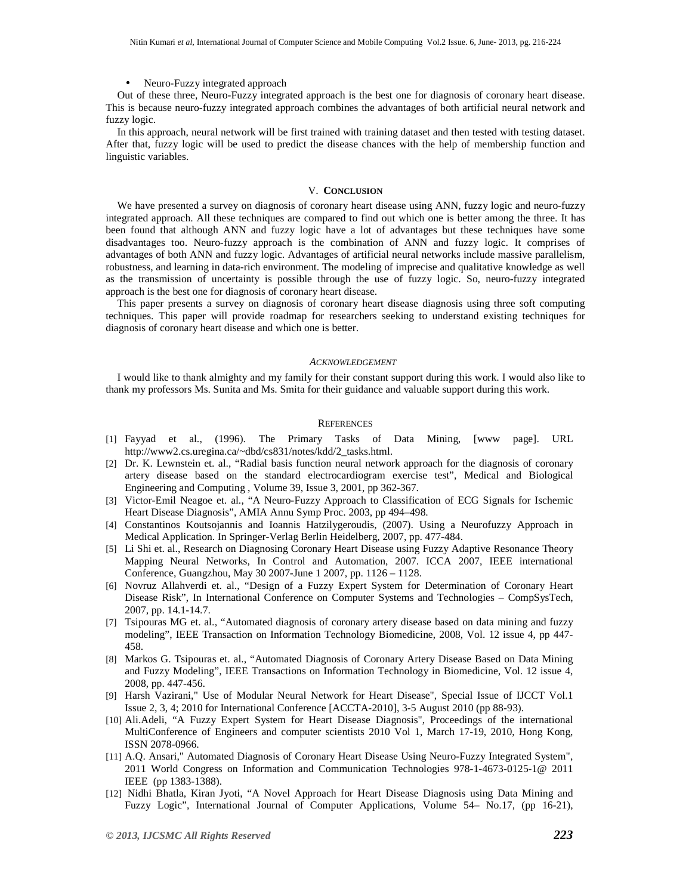- Neuro-Fuzzy integrated approach

Out of these three, Neuro-Fuzzy integrated approach is the best one for diagnosis of coronary heart disease. This is because neuro-fuzzy integrated approach combines the advantages of both artificial neural network and fuzzy logic.

In this approach, neural network will be first trained with training dataset and then tested with testing dataset. After that, fuzzy logic will be used to predict the disease chances with the help of membership function and linguistic variables.

## V. Conclusion

We have presented a survey on diagnosis of coronary heart disease using ANN, fuzzy logic and neuro-fuzzy integrated approach. All these techniques are compared to find out which one is better among the three. It has been found that although ANN and fuzzy logic have a lot of advantages but these techniques have some disadvantages too. Neuro-fuzzy approach is the combination of ANN and fuzzy logic. It comprises of advantages of both ANN and fuzzy logic. Advantages of artificial neural networks include massive parallelism, robustness, and learning in data-rich environment. The modeling of imprecise and qualitative knowledge as well as the transmission of uncertainty is possible through the use of fuzzy logic. So, neuro-fuzzy integrated approach is the best one for diagnosis of coronary heart disease.

This paper presents a survey on diagnosis of coronary heart disease diagnosis using three soft computing techniques. This paper will provide roadmap for researchers seeking to understand existing techniques for diagnosis of coronary heart disease and which one is better.

## *Acknowledgement*

I would like to thank almighty and my family for their constant support during this work. I would also like to thank my professors Ms. Sunita and Ms. Smita for their guidance and valuable support during this work.

## References

[1] Fayyad et al., (1996). The Primary Tasks of Data Mining, [www page]. URL http://www2.cs.uregina.ca/~dbd/cs831/notes/kdd/2_tasks.html.

[2] Dr. K. Lewnstein et. al., "Radial basis function neural network approach for the diagnosis of coronary artery disease based on the standard electrocardiogram exercise test", Medical and Biological Engineering and Computing , Volume 39, Issue 3, 2001, pp 362-367.

[3] Victor-Emil Neagoe et. al., "A Neuro-Fuzzy Approach to Classification of ECG Signals for Ischemic Heart Disease Diagnosis", AMIA Annu Symp Proc. 2003, pp 494–498.

[4] Constantinos Koutsojannis and Ioannis Hatzilygeroudis, (2007). Using a Neurofuzzy Approach in Medical Application. In Springer-Verlag Berlin Heidelberg, 2007, pp. 477-484.

[5] Li Shi et. al., Research on Diagnosing Coronary Heart Disease using Fuzzy Adaptive Resonance Theory Mapping Neural Networks, In Control and Automation, 2007. ICCA 2007, IEEE international Conference, Guangzhou, May 30 2007-June 1 2007, pp. 1126 – 1128.

[6] Novruz Allahverdi et. al., "Design of a Fuzzy Expert System for Determination of Coronary Heart Disease Risk", In International Conference on Computer Systems and Technologies – CompSysTech, 2007, pp. 14.1-14.7.

[7] Tsipouras MG et. al., "Automated diagnosis of coronary artery disease based on data mining and fuzzy modeling", IEEE Transaction on Information Technology Biomedicine, 2008, Vol. 12 issue 4, pp 447-458.

[8] Markos G. Tsipouras et. al., "Automated Diagnosis of Coronary Artery Disease Based on Data Mining and Fuzzy Modeling", IEEE Transactions on Information Technology in Biomedicine, Vol. 12 issue 4, 2008, pp. 447-456.

[9] Harsh Vazirani," Use of Modular Neural Network for Heart Disease", Special Issue of IJCCT Vol.1 Issue 2, 3, 4; 2010 for International Conference [ACCTA-2010], 3-5 August 2010 (pp 88-93).

[10] Ali.Adeli, "A Fuzzy Expert System for Heart Disease Diagnosis", Proceedings of the international MultiConference of Engineers and computer scientists 2010 Vol 1, March 17-19, 2010, Hong Kong, ISSN 2078-0966.

[11] A.Q. Ansari," Automated Diagnosis of Coronary Heart Disease Using Neuro-Fuzzy Integrated System", 2011 World Congress on Information and Communication Technologies 978-1-4673-0125-1@ 2011 IEEE (pp 1383-1388).

[12] Nidhi Bhatla, Kiran Jyoti, "A Novel Approach for Heart Disease Diagnosis using Data Mining and Fuzzy Logic", International Journal of Computer Applications, Volume 54– No.17, (pp 16-21),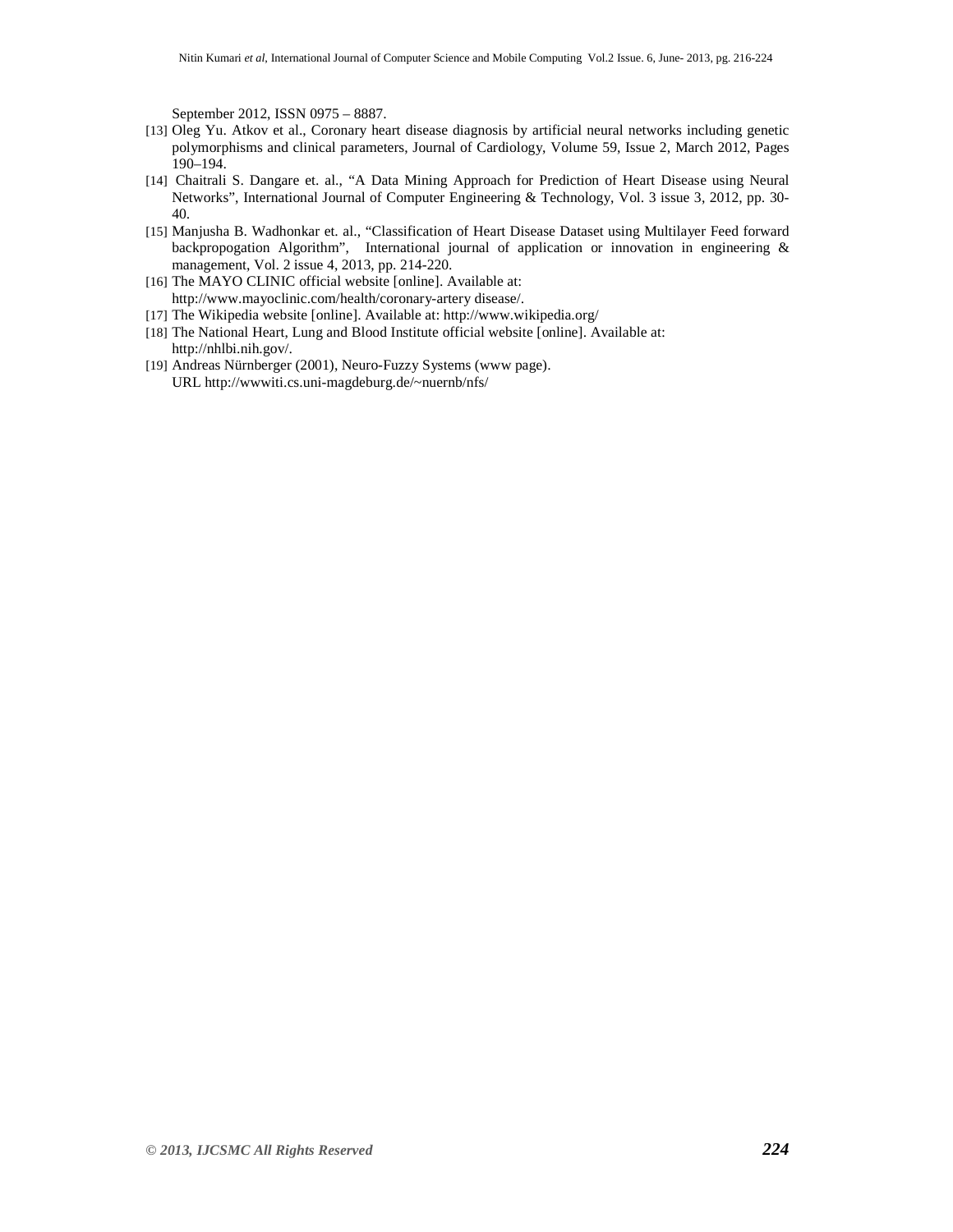September 2012, ISSN 0975 – 8887.

[13] Oleg Yu. Atkov et al., Coronary heart disease diagnosis by artificial neural networks including genetic polymorphisms and clinical parameters, Journal of Cardiology, Volume 59, Issue 2, March 2012, Pages 190–194.

[14] Chaitrali S. Dangare et. al., "A Data Mining Approach for Prediction of Heart Disease using Neural Networks", International Journal of Computer Engineering & Technology, Vol. 3 issue 3, 2012, pp. 30-40.

[15] Manjusha B. Wadhonkar et. al., "Classification of Heart Disease Dataset using Multilayer Feed forward backpropogation Algorithm", International journal of application or innovation in engineering & management, Vol. 2 issue 4, 2013, pp. 214-220.

[16] The MAYO CLINIC official website [online]. Available at: http://www.mayoclinic.com/health/coronary-artery disease/.

[17] The Wikipedia website [online]. Available at: http://www.wikipedia.org/

[18] The National Heart, Lung and Blood Institute official website [online]. Available at: http://nhlbi.nih.gov/.

[19] Andreas Nürnberger (2001), Neuro-Fuzzy Systems (www page). URL http://wwwiti.cs.uni-magdeburg.de/~nuernb/nfs/